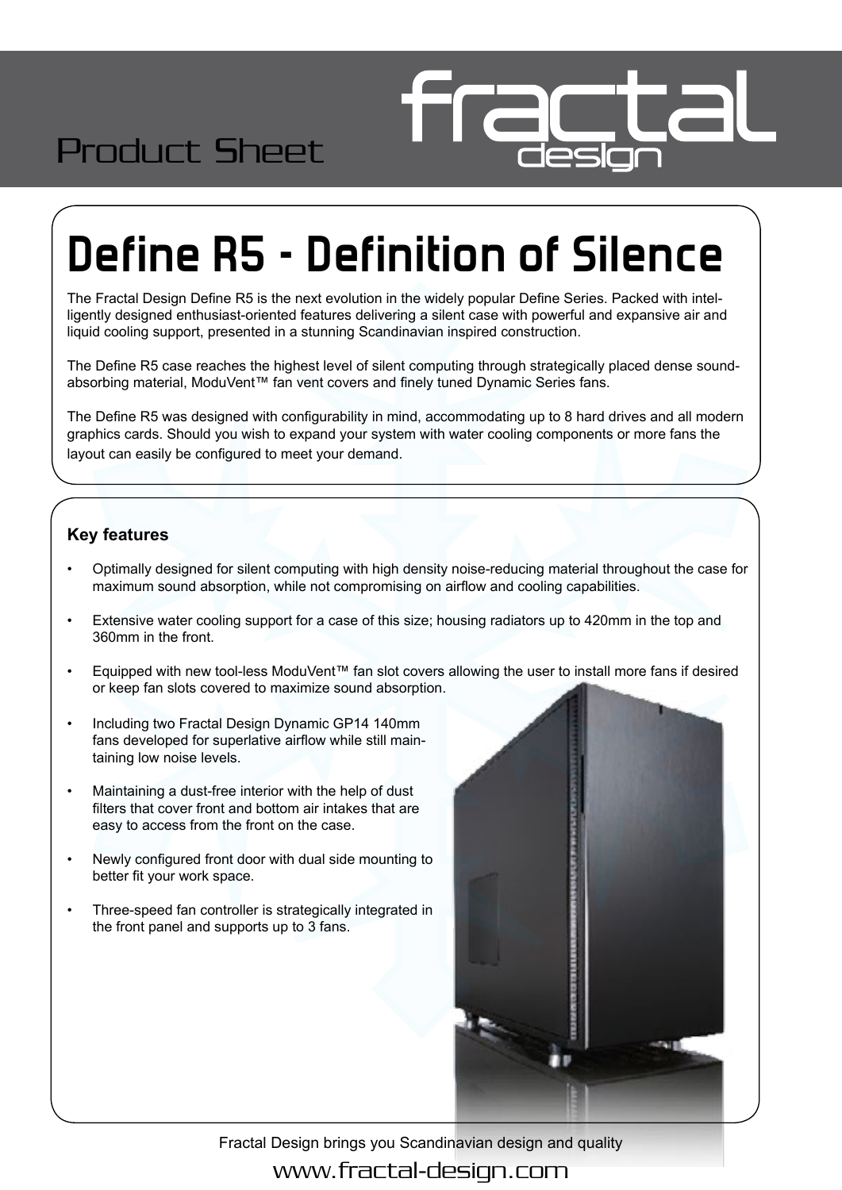Product Sheet

# Define R5 - Definition of Silence

The Fractal Design Define R5 is the next evolution in the widely popular Define Series. Packed with intelligently designed enthusiast-oriented features delivering a silent case with powerful and expansive air and liquid cooling support, presented in a stunning Scandinavian inspired construction.

The Define R5 case reaches the highest level of silent computing through strategically placed dense sound-absorbing material, ModuVent™ fan vent covers and finely tuned Dynamic Series fans.

The Define R5 was designed with configurability in mind, accommodating up to 8 hard drives and all modern graphics cards. Should you wish to expand your system with water cooling components or more fans the layout can easily be configured to meet your demand.

## Key features

- Optimally designed for silent computing with high density noise-reducing material throughout the case for maximum sound absorption, while not compromising on airflow and cooling capabilities.
- Extensive water cooling support for a case of this size; housing radiators up to 420mm in the top and 360mm in the front.
- Equipped with new tool-less ModuVent™ fan slot covers allowing the user to install more fans if desired or keep fan slots covered to maximize sound absorption.
- Including two Fractal Design Dynamic GP14 140mm fans developed for superlative airflow while still maintaining low noise levels.
- Maintaining a dust-free interior with the help of dust filters that cover front and bottom air intakes that are easy to access from the front on the case.
- Newly configured front door with dual side mounting to better fit your work space.
- Three-speed fan controller is strategically integrated in the front panel and supports up to 3 fans.

Fractal Design brings you Scandinavian design and quality

www.fractal-design.com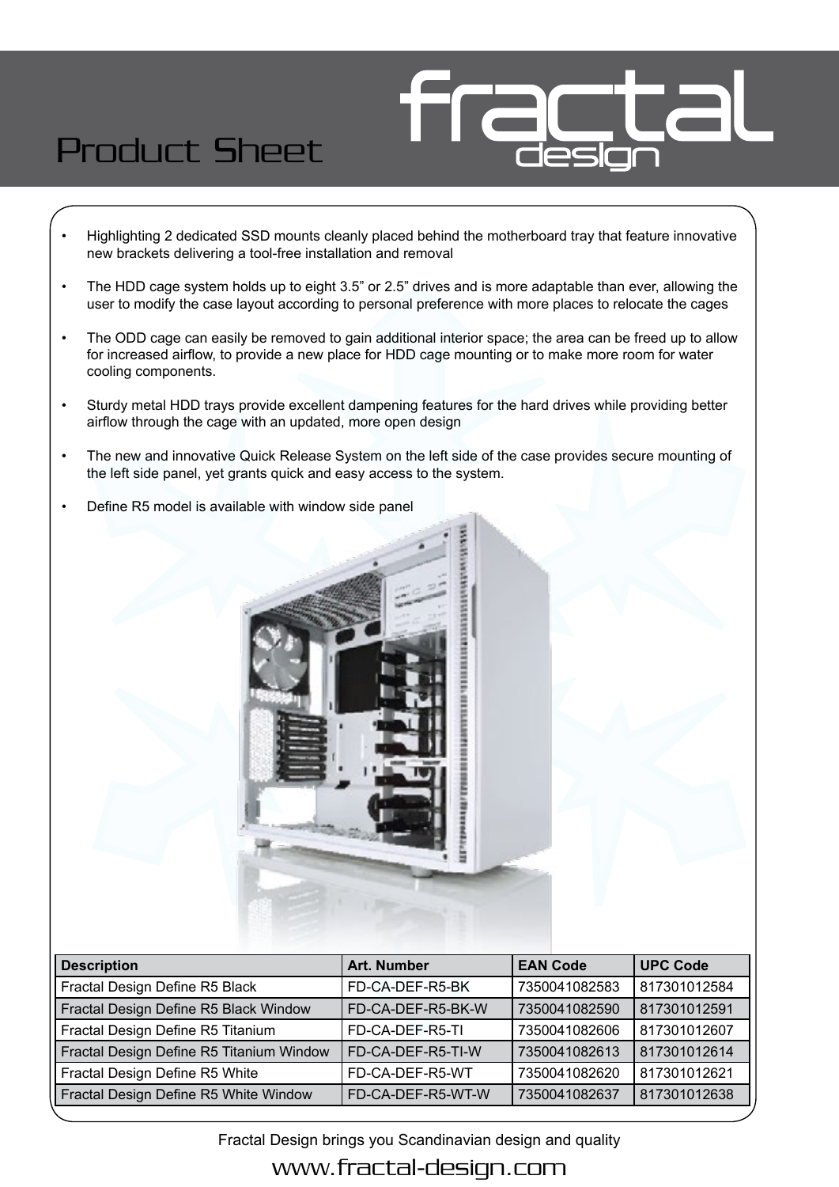# Product Sheet

- Highlighting 2 dedicated SSD mounts cleanly placed behind the motherboard tray that feature innovative new brackets delivering a tool-free installation and removal
- The HDD cage system holds up to eight 3.5" or 2.5" drives and is more adaptable than ever, allowing the user to modify the case layout according to personal preference with more places to relocate the cages
- The ODD cage can easily be removed to gain additional interior space; the area can be freed up to allow for increased airflow, to provide a new place for HDD cage mounting or to make more room for water cooling components.
- Sturdy metal HDD trays provide excellent dampening features for the hard drives while providing better airflow through the cage with an updated, more open design
- The new and innovative Quick Release System on the left side of the case provides secure mounting of the left side panel, yet grants quick and easy access to the system.
- Define R5 model is available with window side panel

| Description | Art. Number | EAN Code | UPC Code |
|---|---|---|---|
| Fractal Design Define R5 Black | FD-CA-DEF-R5-BK | 7350041082583 | 817301012584 |
| Fractal Design Define R5 Black Window | FD-CA-DEF-R5-BK-W | 7350041082590 | 817301012591 |
| Fractal Design Define R5 Titanium | FD-CA-DEF-R5-TI | 7350041082606 | 817301012607 |
| Fractal Design Define R5 Titanium Window | FD-CA-DEF-R5-TI-W | 7350041082613 | 817301012614 |
| Fractal Design Define R5 White | FD-CA-DEF-R5-WT | 7350041082620 | 817301012621 |
| Fractal Design Define R5 White Window | FD-CA-DEF-R5-WT-W | 7350041082637 | 817301012638 |

Fractal Design brings you Scandinavian design and quality

www.fractal-design.com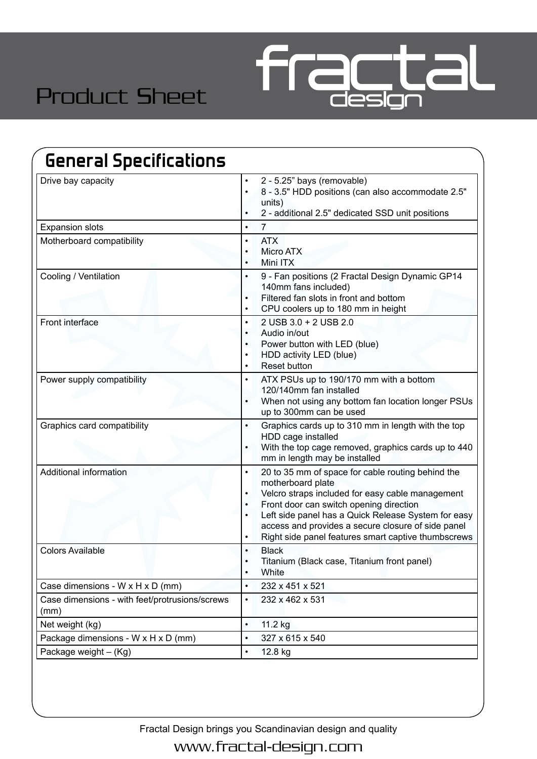Product Sheet

## General Specifications

| | |
|---|---|
| Drive bay capacity | • 2 - 5.25” bays (removable)<br>• 8 - 3.5" HDD positions (can also accommodate 2.5" units)<br>• 2 - additional 2.5" dedicated SSD unit positions |
| Expansion slots | • 7 |
| Motherboard compatibility | • ATX<br>• Micro ATX<br>• Mini ITX |
| Cooling / Ventilation | • 9 - Fan positions (2 Fractal Design Dynamic GP14 140mm fans included)<br>• Filtered fan slots in front and bottom<br>• CPU coolers up to 180 mm in height |
| Front interface | • 2 USB 3.0 + 2 USB 2.0<br>• Audio in/out<br>• Power button with LED (blue)<br>• HDD activity LED (blue)<br>• Reset button |
| Power supply compatibility | • ATX PSUs up to 190/170 mm with a bottom 120/140mm fan installed<br>• When not using any bottom fan location longer PSUs up to 300mm can be used |
| Graphics card compatibility | • Graphics cards up to 310 mm in length with the top HDD cage installed<br>• With the top cage removed, graphics cards up to 440 mm in length may be installed |
| Additional information | • 20 to 35 mm of space for cable routing behind the motherboard plate<br>• Velcro straps included for easy cable management<br>• Front door can switch opening direction<br>• Left side panel has a Quick Release System for easy access and provides a secure closure of side panel<br>• Right side panel features smart captive thumbscrews |
| Colors Available | • Black<br>• Titanium (Black case, Titanium front panel)<br>• White |
| Case dimensions - W x H x D (mm) | • 232 x 451 x 521 |
| Case dimensions - with feet/protrusions/screws (mm) | • 232 x 462 x 531 |
| Net weight (kg) | • 11.2 kg |
| Package dimensions - W x H x D (mm) | • 327 x 615 x 540 |
| Package weight – (Kg) | • 12.8 kg |

Fractal Design brings you Scandinavian design and quality

www.fractal-design.com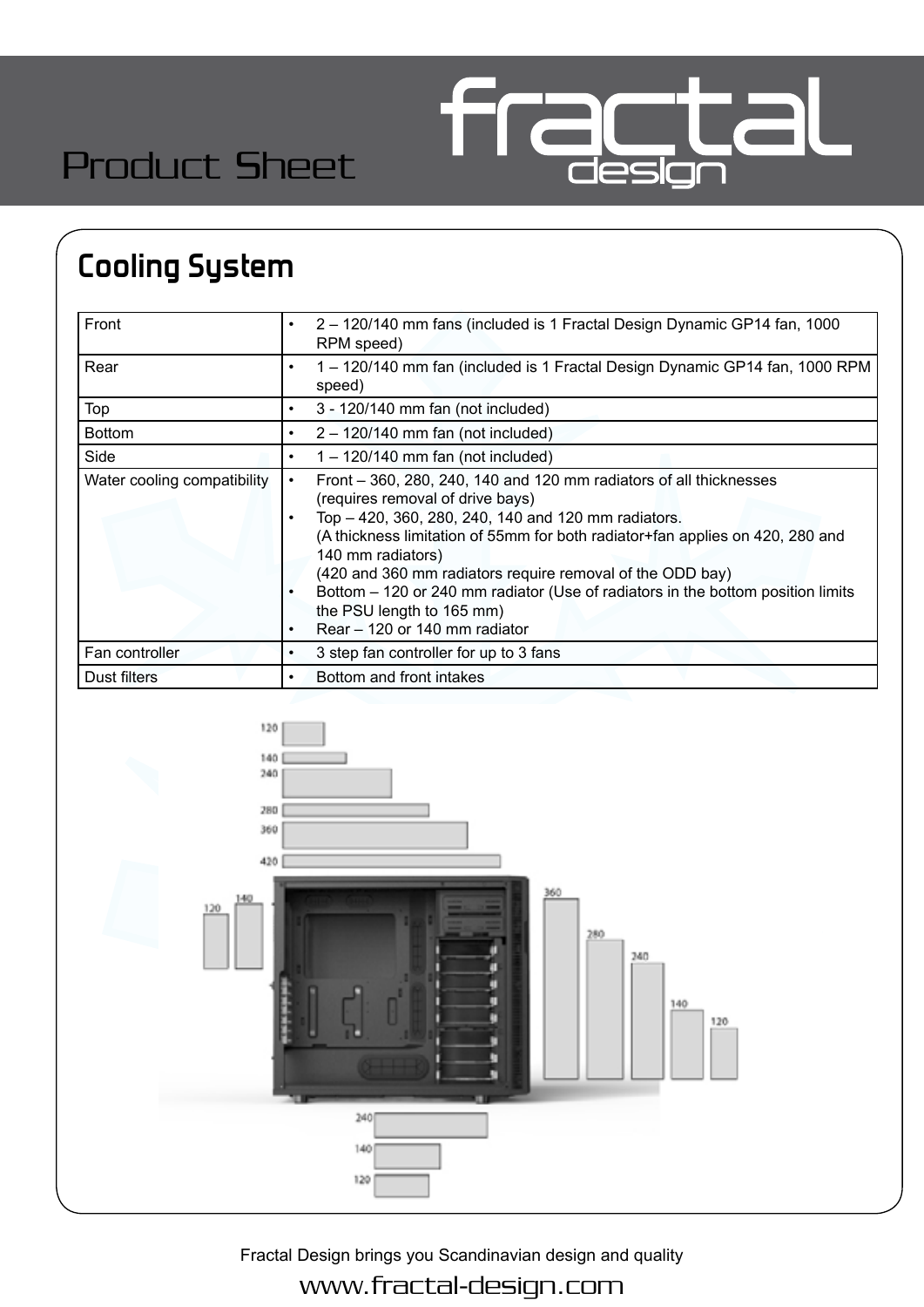Product Sheet

## Cooling System

| | |
|---|---|
| Front | • 2 – 120/140 mm fans (included is 1 Fractal Design Dynamic GP14 fan, 1000 RPM speed) |
| Rear | • 1 – 120/140 mm fan (included is 1 Fractal Design Dynamic GP14 fan, 1000 RPM speed) |
| Top | • 3 - 120/140 mm fan (not included) |
| Bottom | • 2 – 120/140 mm fan (not included) |
| Side | • 1 – 120/140 mm fan (not included) |
| Water cooling compatibility | • Front – 360, 280, 240, 140 and 120 mm radiators of all thicknesses (requires removal of drive bays)<br>• Top – 420, 360, 280, 240, 140 and 120 mm radiators. (A thickness limitation of 55mm for both radiator+fan applies on 420, 280 and 140 mm radiators) (420 and 360 mm radiators require removal of the ODD bay)<br>• Bottom – 120 or 240 mm radiator (Use of radiators in the bottom position limits the PSU length to 165 mm)<br>• Rear – 120 or 140 mm radiator |
| Fan controller | • 3 step fan controller for up to 3 fans |
| Dust filters | • Bottom and front intakes |

120
140
240
280
360
420
120
140
360
280
240
140
120
240
140
120

Fractal Design brings you Scandinavian design and quality

www.fractal-design.com